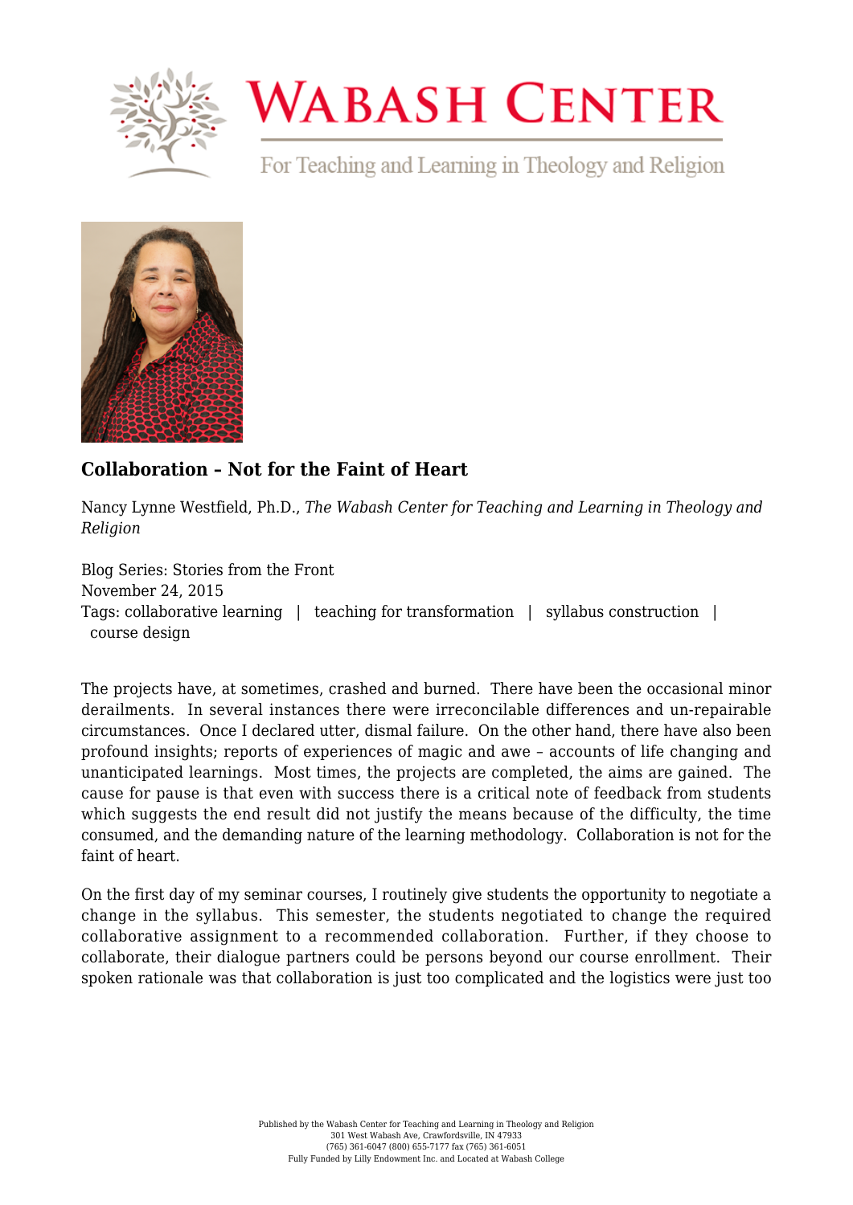# Wabash Center

For Teaching and Learning in Theology and Religion

## Collaboration – Not for the Faint of Heart

Nancy Lynne Westfield, Ph.D., *The Wabash Center for Teaching and Learning in Theology and Religion*

Blog Series: Stories from the Front
November 24, 2015
Tags: collaborative learning | teaching for transformation | syllabus construction | course design

The projects have, at sometimes, crashed and burned. There have been the occasional minor derailments. In several instances there were irreconcilable differences and un-repairable circumstances. Once I declared utter, dismal failure. On the other hand, there have also been profound insights; reports of experiences of magic and awe – accounts of life changing and unanticipated learnings. Most times, the projects are completed, the aims are gained. The cause for pause is that even with success there is a critical note of feedback from students which suggests the end result did not justify the means because of the difficulty, the time consumed, and the demanding nature of the learning methodology. Collaboration is not for the faint of heart.

On the first day of my seminar courses, I routinely give students the opportunity to negotiate a change in the syllabus. This semester, the students negotiated to change the required collaborative assignment to a recommended collaboration. Further, if they choose to collaborate, their dialogue partners could be persons beyond our course enrollment. Their spoken rationale was that collaboration is just too complicated and the logistics were just too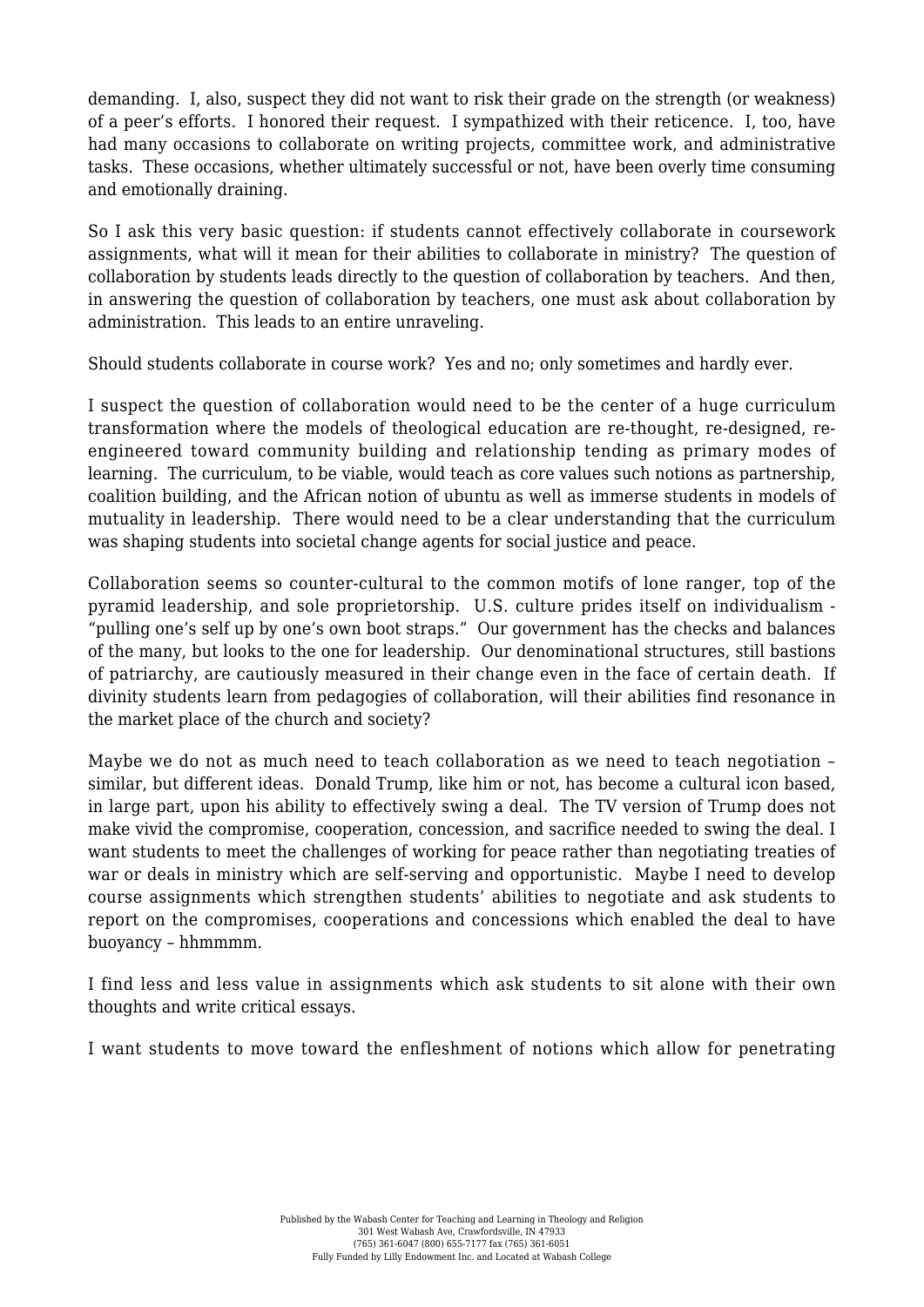demanding. I, also, suspect they did not want to risk their grade on the strength (or weakness) of a peer's efforts. I honored their request. I sympathized with their reticence. I, too, have had many occasions to collaborate on writing projects, committee work, and administrative tasks. These occasions, whether ultimately successful or not, have been overly time consuming and emotionally draining.

So I ask this very basic question: if students cannot effectively collaborate in coursework assignments, what will it mean for their abilities to collaborate in ministry? The question of collaboration by students leads directly to the question of collaboration by teachers. And then, in answering the question of collaboration by teachers, one must ask about collaboration by administration. This leads to an entire unraveling.

Should students collaborate in course work? Yes and no; only sometimes and hardly ever.

I suspect the question of collaboration would need to be the center of a huge curriculum transformation where the models of theological education are re-thought, re-designed, re-engineered toward community building and relationship tending as primary modes of learning. The curriculum, to be viable, would teach as core values such notions as partnership, coalition building, and the African notion of ubuntu as well as immerse students in models of mutuality in leadership. There would need to be a clear understanding that the curriculum was shaping students into societal change agents for social justice and peace.

Collaboration seems so counter-cultural to the common motifs of lone ranger, top of the pyramid leadership, and sole proprietorship. U.S. culture prides itself on individualism - "pulling one's self up by one's own boot straps." Our government has the checks and balances of the many, but looks to the one for leadership. Our denominational structures, still bastions of patriarchy, are cautiously measured in their change even in the face of certain death. If divinity students learn from pedagogies of collaboration, will their abilities find resonance in the market place of the church and society?

Maybe we do not as much need to teach collaboration as we need to teach negotiation – similar, but different ideas. Donald Trump, like him or not, has become a cultural icon based, in large part, upon his ability to effectively swing a deal. The TV version of Trump does not make vivid the compromise, cooperation, concession, and sacrifice needed to swing the deal. I want students to meet the challenges of working for peace rather than negotiating treaties of war or deals in ministry which are self-serving and opportunistic. Maybe I need to develop course assignments which strengthen students' abilities to negotiate and ask students to report on the compromises, cooperations and concessions which enabled the deal to have buoyancy – hhmmmm.

I find less and less value in assignments which ask students to sit alone with their own thoughts and write critical essays.

I want students to move toward the enfleshment of notions which allow for penetrating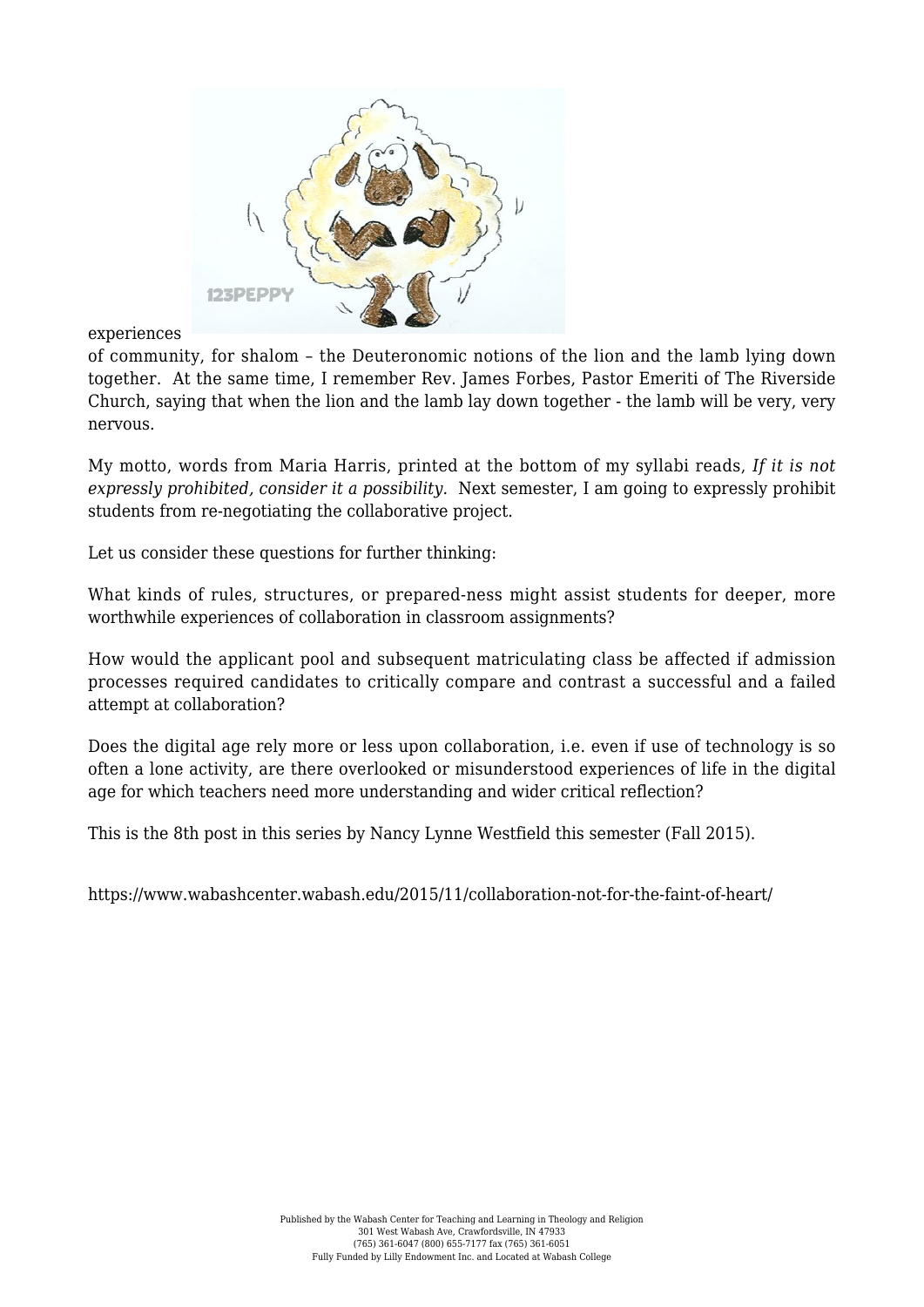experiences of community, for shalom – the Deuteronomic notions of the lion and the lamb lying down together. At the same time, I remember Rev. James Forbes, Pastor Emeriti of The Riverside Church, saying that when the lion and the lamb lay down together - the lamb will be very, very nervous.

My motto, words from Maria Harris, printed at the bottom of my syllabi reads, *If it is not expressly prohibited, consider it a possibility*. Next semester, I am going to expressly prohibit students from re-negotiating the collaborative project.

Let us consider these questions for further thinking:

What kinds of rules, structures, or prepared-ness might assist students for deeper, more worthwhile experiences of collaboration in classroom assignments?

How would the applicant pool and subsequent matriculating class be affected if admission processes required candidates to critically compare and contrast a successful and a failed attempt at collaboration?

Does the digital age rely more or less upon collaboration, i.e. even if use of technology is so often a lone activity, are there overlooked or misunderstood experiences of life in the digital age for which teachers need more understanding and wider critical reflection?

This is the 8th post in this series by Nancy Lynne Westfield this semester (Fall 2015).

https://www.wabashcenter.wabash.edu/2015/11/collaboration-not-for-the-faint-of-heart/